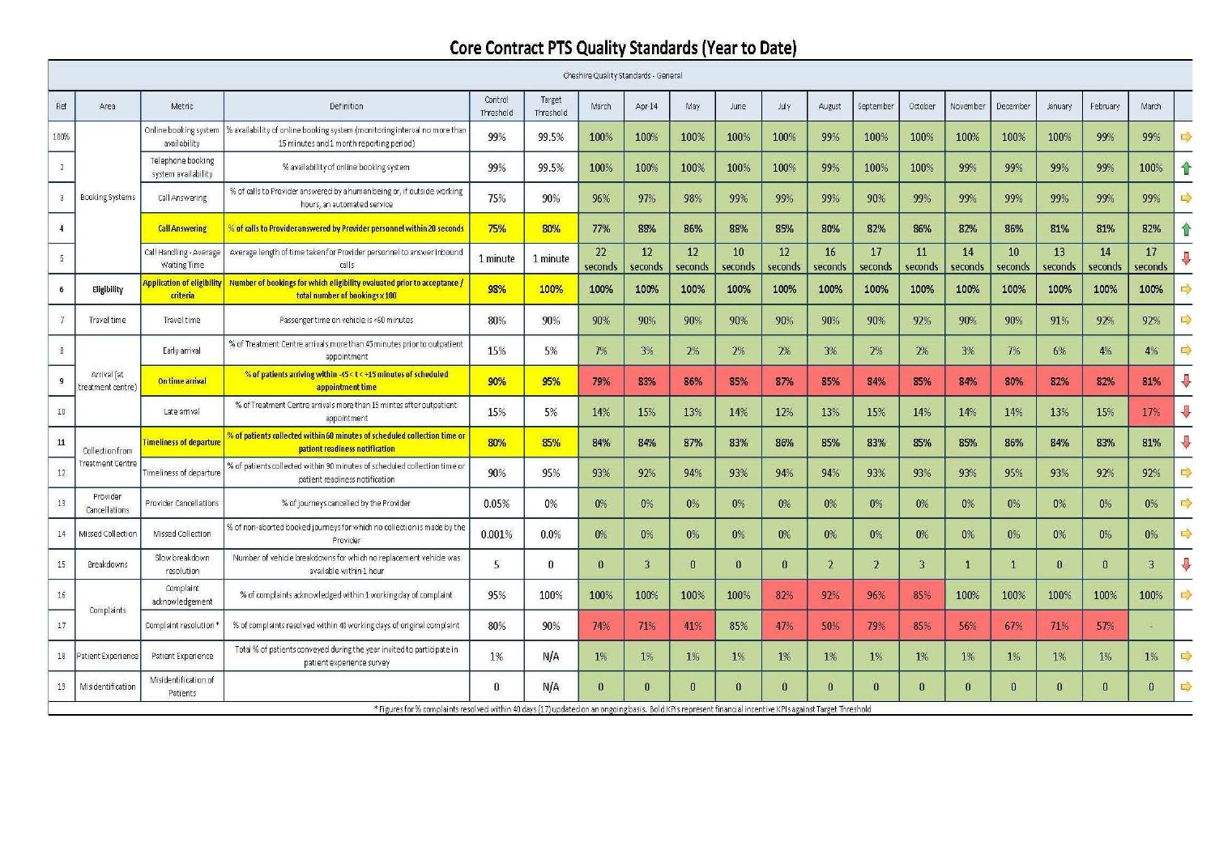# Core Contract PTS Quality Standards (Year to Date)

| Cheshire Quality Standards - General | | | | | | | | | | | | | | | | | | | |
|---|---|---|---|---|---|---|---|---|---|---|---|---|---|---|---|---|---|---|---|
| Ref | Area | Metric | Definition | Control Threshold | Target Threshold | March | Apr-14 | May | June | July | August | September | October | November | December | January | February | March | |
| 100% | Booking Systems | Online booking system availability | % availability of online booking system (monitoring interval no more than 15 minutes and 1 month reporting period) | 99% | 99.5% | 100% | 100% | 100% | 100% | 100% | 99% | 100% | 100% | 100% | 100% | 100% | 99% | 99% | ⇨ |
| 2 | | Telephone booking system availability | % availability of online booking system | 99% | 99.5% | 100% | 100% | 100% | 100% | 100% | 99% | 100% | 100% | 99% | 99% | 99% | 99% | 100% | ⇧ |
| 3 | | Call Answering | % of calls to Provider answered by a human being or, if outside working hours, an automated service | 75% | 90% | 96% | 97% | 98% | 99% | 99% | 99% | 90% | 99% | 99% | 99% | 99% | 99% | 99% | ⇨ |
| 4 | | **Call Answering** | **% of calls to Provider answered by Provider personnel within 20 seconds** | **75%** | **80%** | 77% | 88% | 86% | 88% | 85% | 80% | 82% | 86% | 82% | 86% | 81% | 81% | 82% | ⇧ |
| 5 | | Call Handling - Average Waiting Time | Average length of time taken for Provider personnel to answer inbound calls | 1 minute | 1 minute | 22 seconds | 12 seconds | 12 seconds | 10 seconds | 12 seconds | 16 seconds | 17 seconds | 11 seconds | 14 seconds | 10 seconds | 13 seconds | 14 seconds | 17 seconds | ⇩ |
| 6 | **Eligibility** | **Application of eligibility criteria** | **Number of bookings for which eligibility evaluated prior to acceptance / total number of bookings x 100** | **98%** | **100%** | 100% | 100% | 100% | 100% | 100% | 100% | 100% | 100% | 100% | 100% | 100% | 100% | 100% | ⇨ |
| 7 | Travel time | Travel time | Passenger time on vehicle is <60 minutes | 80% | 90% | 90% | 90% | 90% | 90% | 90% | 90% | 90% | 92% | 90% | 90% | 91% | 92% | 92% | ⇨ |
| 8 | Arrival (at treatment centre) | Early arrival | % of Treatment Centre arrivals more than 45 minutes prior to outpatient appointment | 15% | 5% | 7% | 3% | 2% | 2% | 2% | 3% | 2% | 2% | 3% | 7% | 6% | 4% | 4% | ⇨ |
| 9 | | **On time arrival** | **% of patients arriving within -45 < t < +15 minutes of scheduled appointment time** | **90%** | **95%** | 79% | 83% | 86% | 85% | 87% | 85% | 84% | 85% | 84% | 80% | 82% | 82% | 81% | ⇩ |
| 10 | | Late arrival | % of Treatment Centre arrivals more than 15 mintes after outpatient appointment | 15% | 5% | 14% | 15% | 13% | 14% | 12% | 13% | 15% | 14% | 14% | 14% | 13% | 15% | 17% | ⇩ |
| 11 | Collection from Treatment Centre | **Timeliness of departure** | **% of patients collected within 60 minutes of scheduled collection time or patient readiness notification** | **80%** | **85%** | 84% | 84% | 87% | 83% | 86% | 85% | 83% | 85% | 85% | 86% | 84% | 83% | 81% | ⇩ |
| 12 | | Timeliness of departure | % of patients collected within 90 minutes of scheduled collection time or patient readiness notification | 90% | 95% | 93% | 92% | 94% | 93% | 94% | 94% | 93% | 93% | 93% | 95% | 93% | 92% | 92% | ⇨ |
| 13 | Provider Cancellations | Provider Cancellations | % of journeys cancelled by the Provider | 0.05% | 0% | 0% | 0% | 0% | 0% | 0% | 0% | 0% | 0% | 0% | 0% | 0% | 0% | 0% | ⇨ |
| 14 | Missed Collection | Missed Collection | % of non-aborted booked journeys for which no collection is made by the Provider | 0.001% | 0.0% | 0% | 0% | 0% | 0% | 0% | 0% | 0% | 0% | 0% | 0% | 0% | 0% | 0% | ⇨ |
| 15 | Breakdowns | Slow breakdown resolution | Number of vehicle breakdowns for which no replacement vehicle was available within 1 hour | 5 | 0 | 0 | 3 | 0 | 0 | 0 | 2 | 2 | 3 | 1 | 1 | 0 | 0 | 3 | ⇩ |
| 16 | Complaints | Complaint acknowledgement | % of complaints acknowledged within 1 working day of complaint | 95% | 100% | 100% | 100% | 100% | 100% | 82% | 92% | 96% | 85% | 100% | 100% | 100% | 100% | 100% | ⇨ |
| 17 | | Complaint resolution * | % of complaints resolved within 40 working days of original complaint | 80% | 90% | 74% | 71% | 41% | 85% | 47% | 50% | 79% | 85% | 56% | 67% | 71% | 57% | - | |
| 18 | Patient Experience | Patient Experience | Total % of patients conveyed during the year invited to participate in patient experience survey | 1% | N/A | 1% | 1% | 1% | 1% | 1% | 1% | 1% | 1% | 1% | 1% | 1% | 1% | 1% | ⇨ |
| 19 | Misidentification | Misidentification of Patients | | 0 | N/A | 0 | 0 | 0 | 0 | 0 | 0 | 0 | 0 | 0 | 0 | 0 | 0 | 0 | ⇨ |

* Figures for % complaints resolved within 40 days (17) updated on an ongoing basis. Bold KPIs represent financial incentive KPIs against Target Threshold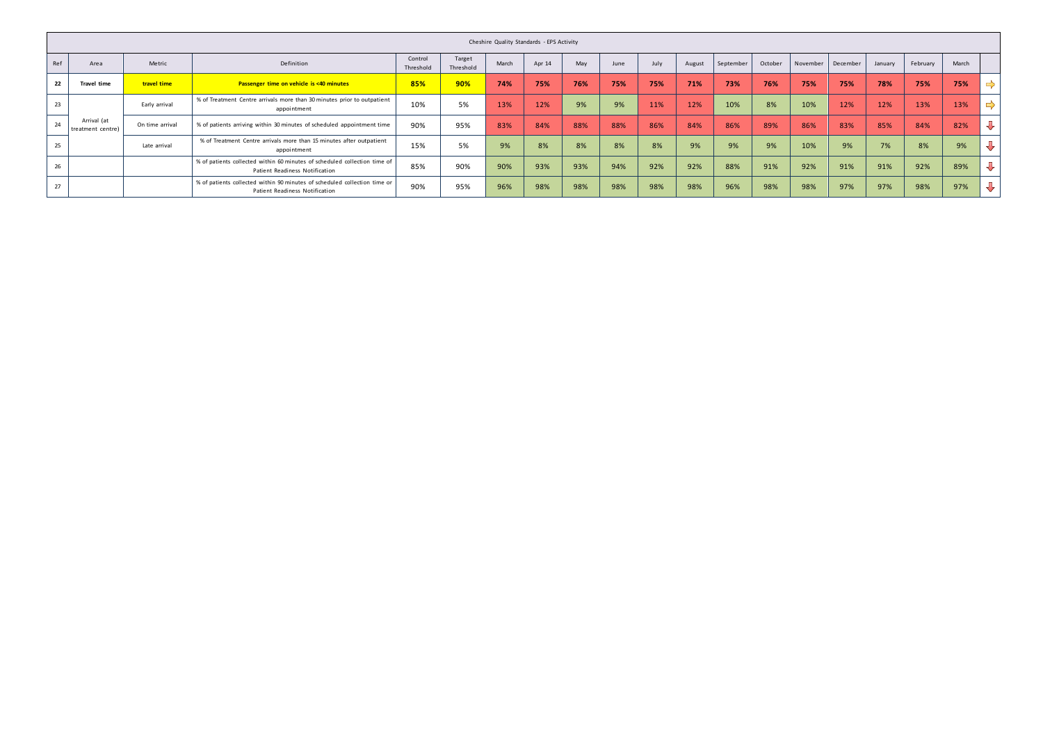| Cheshire Quality Standards - EPS Activity | | | | | | | | | | | | | | | | | | | | |
|---|---|---|---|---|---|---|---|---|---|---|---|---|---|---|---|---|---|---|---|---|
| Ref | Area | Metric | Definition | Control Threshold | Target Threshold | March | Apr 14 | May | June | July | August | September | October | November | December | January | February | March | |
| **22** | **Travel time** | **travel time** | **Passenger time on vehicle is <40 minutes** | **85%** | **90%** | **74%** | **75%** | **76%** | **75%** | **75%** | **71%** | **73%** | **76%** | **75%** | **75%** | **78%** | **75%** | **75%** | ⇨ |
| 23 | Arrival (at treatment centre) | Early arrival | % of Treatment Centre arrivals more than 30 minutes prior to outpatient appointment | 10% | 5% | 13% | 12% | 9% | 9% | 11% | 12% | 10% | 8% | 10% | 12% | 12% | 13% | 13% | ⇨ |
| 24 | | On time arrival | % of patients arriving within 30 minutes of scheduled appointment time | 90% | 95% | 83% | 84% | 88% | 88% | 86% | 84% | 86% | 89% | 86% | 83% | 85% | 84% | 82% | ⇩ |
| 25 | | Late arrival | % of Treatment Centre arrivals more than 15 minutes after outpatient appointment | 15% | 5% | 9% | 8% | 8% | 8% | 8% | 9% | 9% | 9% | 10% | 9% | 7% | 8% | 9% | ⇩ |
| 26 | | | % of patients collected within 60 minutes of scheduled collection time of Patient Readiness Notification | 85% | 90% | 90% | 93% | 93% | 94% | 92% | 92% | 88% | 91% | 92% | 91% | 91% | 92% | 89% | ⇩ |
| 27 | | | % of patients collected within 90 minutes of scheduled collection time or Patient Readiness Notification | 90% | 95% | 96% | 98% | 98% | 98% | 98% | 98% | 96% | 98% | 98% | 97% | 97% | 98% | 97% | ⇩ |